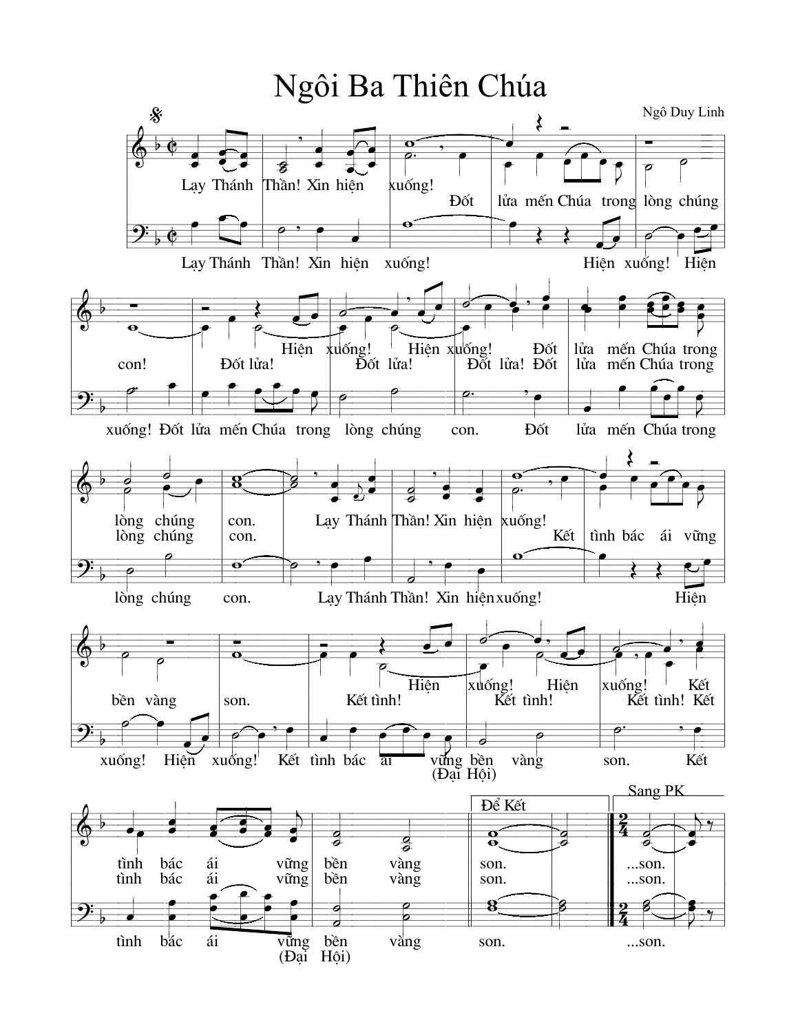# Ngôi Ba Thiên Chúa

Ngô Duy Linh

Lạy Thánh Thần! Xin hiện xuống!
Đốt lửa mến Chúa trong lòng chúng con!
Đốt lửa! Hiện xuống! Đốt lửa! Hiện xuống! Đốt lửa! Đốt lửa mến Chúa trong lòng chúng con.

Lạy Thánh Thần! Xin hiện xuống! Hiện xuống! Hiện xuống! Đốt lửa mến Chúa trong lòng chúng con. Đốt lửa mến Chúa trong lòng chúng con.

Lạy Thánh Thần! Xin hiện xuống!
Kết tình bác ái vững bền vàng son.
Kết tình! Hiện xuống! Kết tình! Hiện xuống! Kết tình! Kết tình bác ái vững bền vàng son.

Lạy Thánh Thần! Xin hiện xuống! Hiện xuống! Hiện xuống! Kết tình bác ái vững bền vàng son. (Đại Hội) Kết tình bác ái vững bền vàng son. (Đại Hội)

Để Kết: son.

Sang PK: ...son.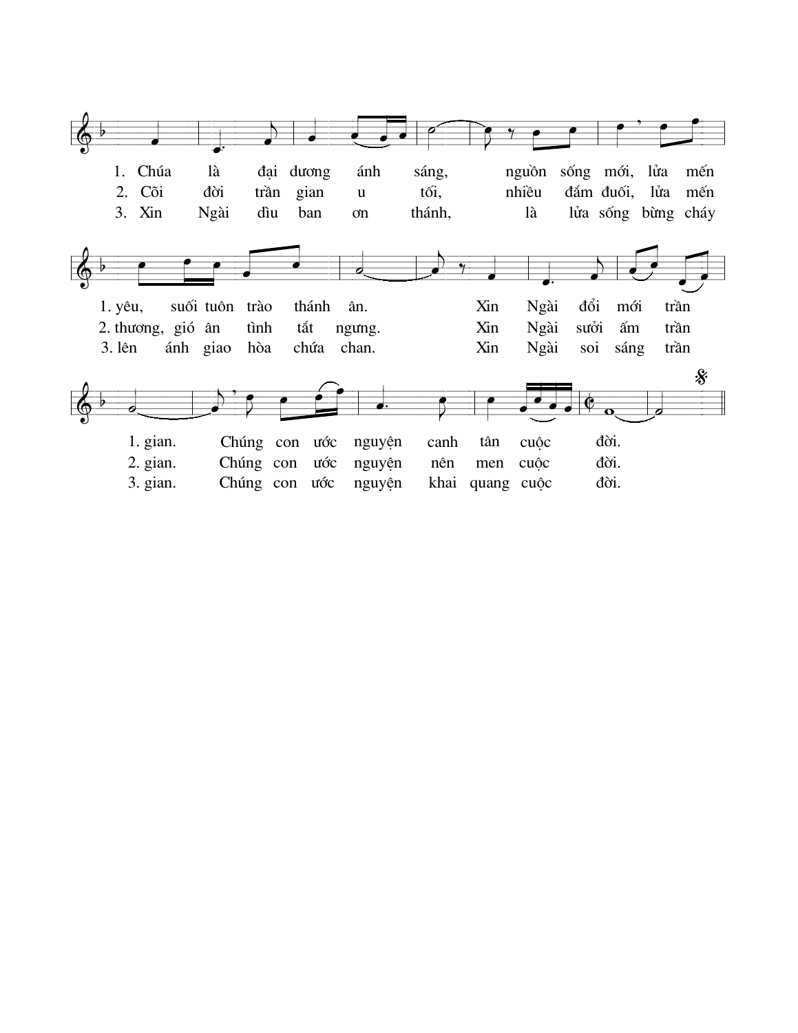1. Chúa là đại dương ánh sáng, nguồn sống mới, lửa mến
2. Cõi đời trần gian u tối, nhiều đắm đuối, lửa mến
3. Xin Ngài dìu ban ơn thánh, là lửa sống bừng cháy

1. yêu, suối tuôn trào thánh ân. Xin Ngài đổi mới trần
2. thương, gió ân tình tắt ngưng. Xin Ngài sưởi ấm trần
3. lên ánh giao hòa chứa chan. Xin Ngài soi sáng trần

1. gian. Chúng con ước nguyện canh tân cuộc đời.
2. gian. Chúng con ước nguyện nên men cuộc đời.
3. gian. Chúng con ước nguyện khai quang cuộc đời.